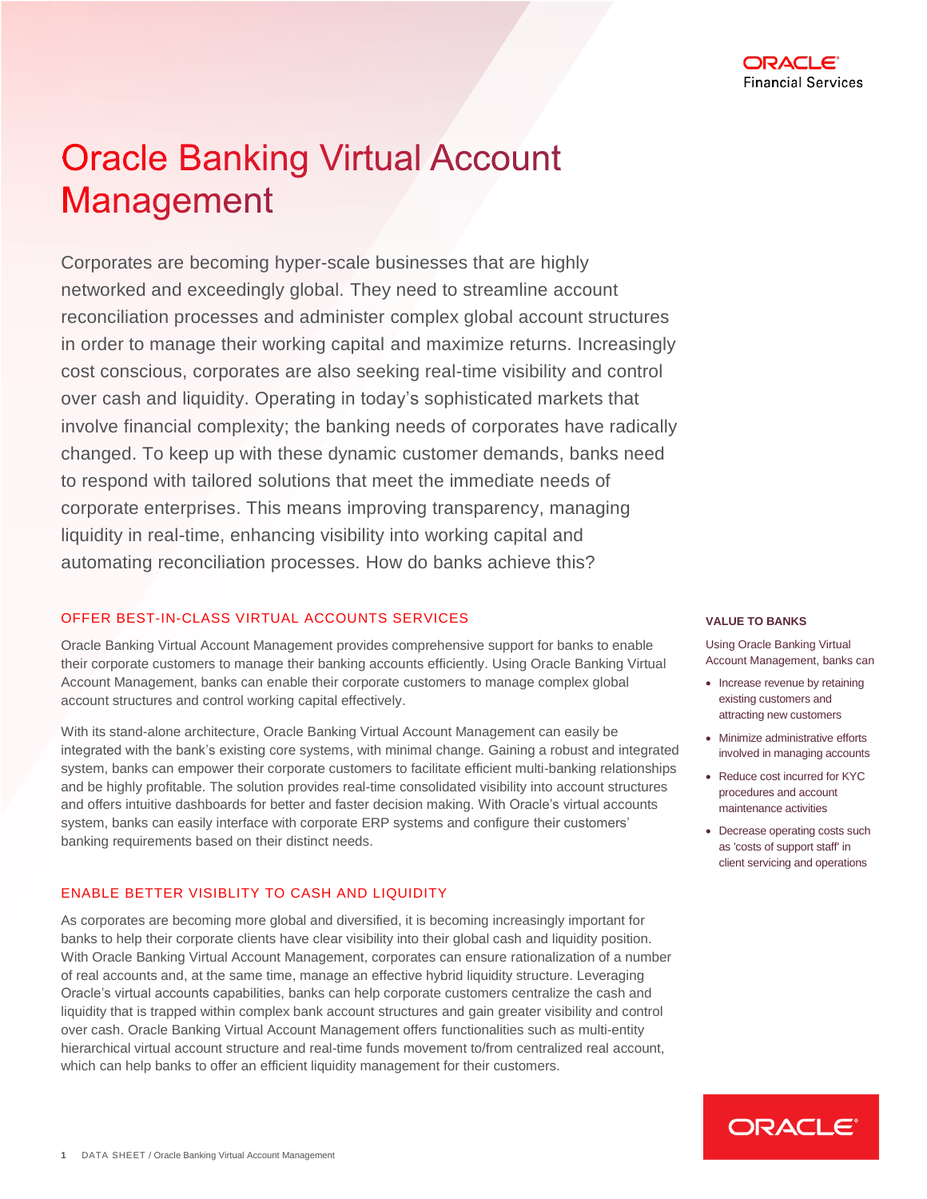Oracle Financial Services

# Oracle Banking Virtual Account Management

Corporates are becoming hyper-scale businesses that are highly networked and exceedingly global. They need to streamline account reconciliation processes and administer complex global account structures in order to manage their working capital and maximize returns. Increasingly cost conscious, corporates are also seeking real-time visibility and control over cash and liquidity. Operating in today's sophisticated markets that involve financial complexity; the banking needs of corporates have radically changed. To keep up with these dynamic customer demands, banks need to respond with tailored solutions that meet the immediate needs of corporate enterprises. This means improving transparency, managing liquidity in real-time, enhancing visibility into working capital and automating reconciliation processes. How do banks achieve this?

## OFFER BEST-IN-CLASS VIRTUAL ACCOUNTS SERVICES

Oracle Banking Virtual Account Management provides comprehensive support for banks to enable their corporate customers to manage their banking accounts efficiently. Using Oracle Banking Virtual Account Management, banks can enable their corporate customers to manage complex global account structures and control working capital effectively.

With its stand-alone architecture, Oracle Banking Virtual Account Management can easily be integrated with the bank's existing core systems, with minimal change. Gaining a robust and integrated system, banks can empower their corporate customers to facilitate efficient multi-banking relationships and be highly profitable. The solution provides real-time consolidated visibility into account structures and offers intuitive dashboards for better and faster decision making. With Oracle's virtual accounts system, banks can easily interface with corporate ERP systems and configure their customers' banking requirements based on their distinct needs.

## ENABLE BETTER VISBLITY TO CASH AND LIQUIDITY

As corporates are becoming more global and diversified, it is becoming increasingly important for banks to help their corporate clients have clear visibility into their global cash and liquidity position. With Oracle Banking Virtual Account Management, corporates can ensure rationalization of a number of real accounts and, at the same time, manage an effective hybrid liquidity structure. Leveraging Oracle's virtual accounts capabilities, banks can help corporate customers centralize the cash and liquidity that is trapped within complex bank account structures and gain greater visibility and control over cash. Oracle Banking Virtual Account Management offers functionalities such as multi-entity hierarchical virtual account structure and real-time funds movement to/from centralized real account, which can help banks to offer an efficient liquidity management for their customers.

### VALUE TO BANKS

Using Oracle Banking Virtual Account Management, banks can

- Increase revenue by retaining existing customers and attracting new customers
- Minimize administrative efforts involved in managing accounts
- Reduce cost incurred for KYC procedures and account maintenance activities
- Decrease operating costs such as 'costs of support staff' in client servicing and operations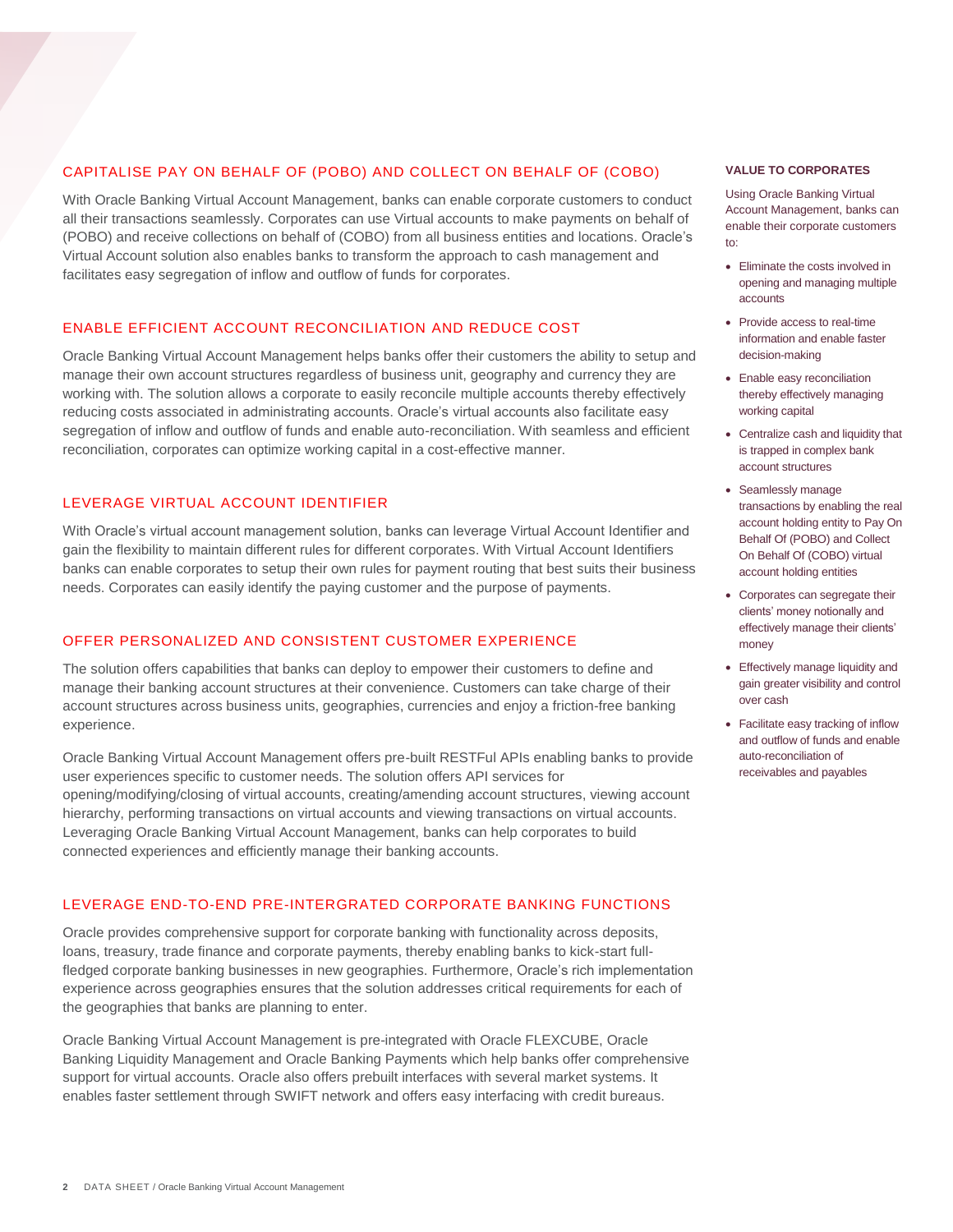## CAPITALISE PAY ON BEHALF OF (POBO) AND COLLECT ON BEHALF OF (COBO)

With Oracle Banking Virtual Account Management, banks can enable corporate customers to conduct all their transactions seamlessly. Corporates can use Virtual accounts to make payments on behalf of (POBO) and receive collections on behalf of (COBO) from all business entities and locations. Oracle's Virtual Account solution also enables banks to transform the approach to cash management and facilitates easy segregation of inflow and outflow of funds for corporates.

## ENABLE EFFICIENT ACCOUNT RECONCILIATION AND REDUCE COST

Oracle Banking Virtual Account Management helps banks offer their customers the ability to setup and manage their own account structures regardless of business unit, geography and currency they are working with. The solution allows a corporate to easily reconcile multiple accounts thereby effectively reducing costs associated in administrating accounts. Oracle's virtual accounts also facilitate easy segregation of inflow and outflow of funds and enable auto-reconciliation. With seamless and efficient reconciliation, corporates can optimize working capital in a cost-effective manner.

## LEVERAGE VIRTUAL ACCOUNT IDENTIFIER

With Oracle's virtual account management solution, banks can leverage Virtual Account Identifier and gain the flexibility to maintain different rules for different corporates. With Virtual Account Identifiers banks can enable corporates to setup their own rules for payment routing that best suits their business needs. Corporates can easily identify the paying customer and the purpose of payments.

## OFFER PERSONALIZED AND CONSISTENT CUSTOMER EXPERIENCE

The solution offers capabilities that banks can deploy to empower their customers to define and manage their banking account structures at their convenience. Customers can take charge of their account structures across business units, geographies, currencies and enjoy a friction-free banking experience.

Oracle Banking Virtual Account Management offers pre-built RESTFul APIs enabling banks to provide user experiences specific to customer needs. The solution offers API services for opening/modifying/closing of virtual accounts, creating/amending account structures, viewing account hierarchy, performing transactions on virtual accounts and viewing transactions on virtual accounts. Leveraging Oracle Banking Virtual Account Management, banks can help corporates to build connected experiences and efficiently manage their banking accounts.

## LEVERAGE END-TO-END PRE-INTERGRATED CORPORATE BANKING FUNCTIONS

Oracle provides comprehensive support for corporate banking with functionality across deposits, loans, treasury, trade finance and corporate payments, thereby enabling banks to kick-start full-fledged corporate banking businesses in new geographies. Furthermore, Oracle's rich implementation experience across geographies ensures that the solution addresses critical requirements for each of the geographies that banks are planning to enter.

Oracle Banking Virtual Account Management is pre-integrated with Oracle FLEXCUBE, Oracle Banking Liquidity Management and Oracle Banking Payments which help banks offer comprehensive support for virtual accounts. Oracle also offers prebuilt interfaces with several market systems. It enables faster settlement through SWIFT network and offers easy interfacing with credit bureaus.

### VALUE TO CORPORATES

Using Oracle Banking Virtual Account Management, banks can enable their corporate customers to:

- Eliminate the costs involved in opening and managing multiple accounts
- Provide access to real-time information and enable faster decision-making
- Enable easy reconciliation thereby effectively managing working capital
- Centralize cash and liquidity that is trapped in complex bank account structures
- Seamlessly manage transactions by enabling the real account holding entity to Pay On Behalf Of (POBO) and Collect On Behalf Of (COBO) virtual account holding entities
- Corporates can segregate their clients' money notionally and effectively manage their clients' money
- Effectively manage liquidity and gain greater visibility and control over cash
- Facilitate easy tracking of inflow and outflow of funds and enable auto-reconciliation of receivables and payables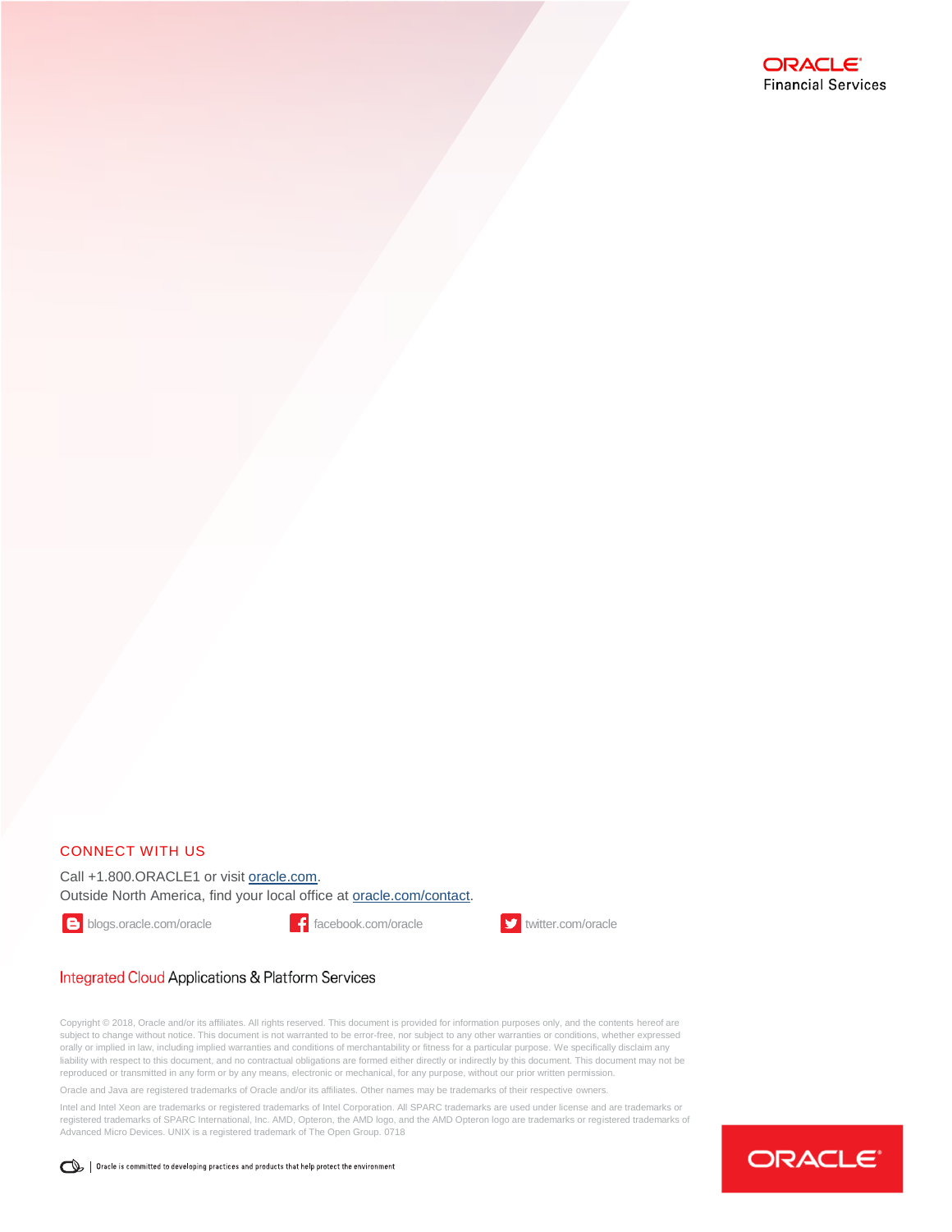ORACLE
Financial Services

## CONNECT WITH US

Call +1.800.ORACLE1 or visit [oracle.com](https://oracle.com).
Outside North America, find your local office at [oracle.com/contact](https://oracle.com/contact).

blogs.oracle.com/oracle    facebook.com/oracle    twitter.com/oracle

Integrated Cloud Applications & Platform Services

Copyright © 2018, Oracle and/or its affiliates. All rights reserved. This document is provided for information purposes only, and the contents hereof are subject to change without notice. This document is not warranted to be error-free, nor subject to any other warranties or conditions, whether expressed orally or implied in law, including implied warranties and conditions of merchantability or fitness for a particular purpose. We specifically disclaim any liability with respect to this document, and no contractual obligations are formed either directly or indirectly by this document. This document may not be reproduced or transmitted in any form or by any means, electronic or mechanical, for any purpose, without our prior written permission.

Oracle and Java are registered trademarks of Oracle and/or its affiliates. Other names may be trademarks of their respective owners.

Intel and Intel Xeon are trademarks or registered trademarks of Intel Corporation. All SPARC trademarks are used under license and are trademarks or registered trademarks of SPARC International, Inc. AMD, Opteron, the AMD logo, and the AMD Opteron logo are trademarks or registered trademarks of Advanced Micro Devices. UNIX is a registered trademark of The Open Group. 0718

Oracle is committed to developing practices and products that help protect the environment

ORACLE